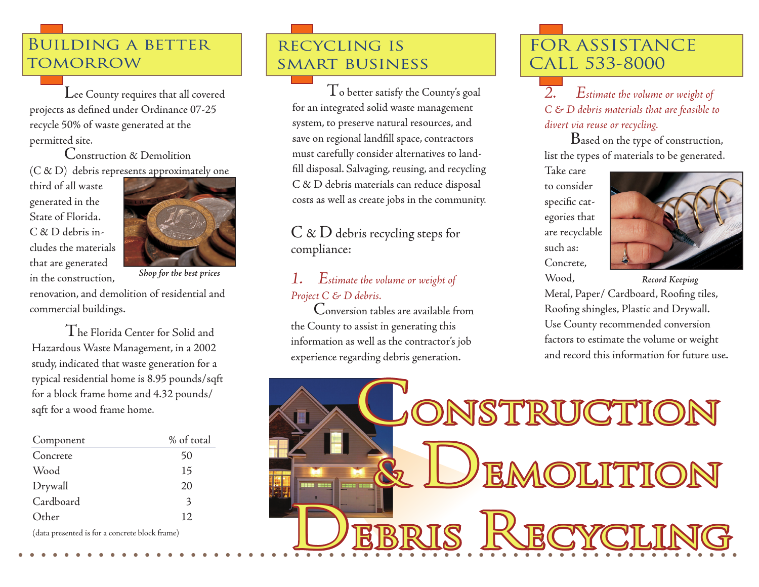## Building a Better Tomorrow

Lee County requires that all covered projects as defined under Ordinance 07-25 recycle 50% of waste generated at the permitted site.

Construction & Demolition (C & D) debris represents approximately one third of all waste generated in the State of Florida. C & D debris includes the materials that are generated in the construction, renovation, and demolition of residential and commercial buildings.

*Shop for the best prices*

The Florida Center for Solid and Hazardous Waste Management, in a 2002 study, indicated that waste generation for a typical residential home is 8.95 pounds/sqft for a block frame home and 4.32 pounds/sqft for a wood frame home.

| Component | % of total |
|---|---|
| Concrete | 50 |
| Wood | 15 |
| Drywall | 20 |
| Cardboard | 3 |
| Other | 12 |

(data presented is for a concrete block frame)

## Recycling is Smart Business

To better satisfy the County's goal for an integrated solid waste management system, to preserve natural resources, and save on regional landfill space, contractors must carefully consider alternatives to landfill disposal. Salvaging, reusing, and recycling C & D debris materials can reduce disposal costs as well as create jobs in the community.

### C & D debris recycling steps for compliance:

*1. Estimate the volume or weight of Project C & D debris.*

Conversion tables are available from the County to assist in generating this information as well as the contractor's job experience regarding debris generation.

## For Assistance Call 533-8000

*2. Estimate the volume or weight of C & D debris materials that are feasible to divert via reuse or recycling.*

Based on the type of construction, list the types of materials to be generated. Take care to consider specific categories that are recyclable such as: Concrete, Wood, Metal, Paper/ Cardboard, Roofing tiles, Roofing shingles, Plastic and Drywall. Use County recommended conversion factors to estimate the volume or weight and record this information for future use.

*Record Keeping*

# Construction & Demolition Debris Recycling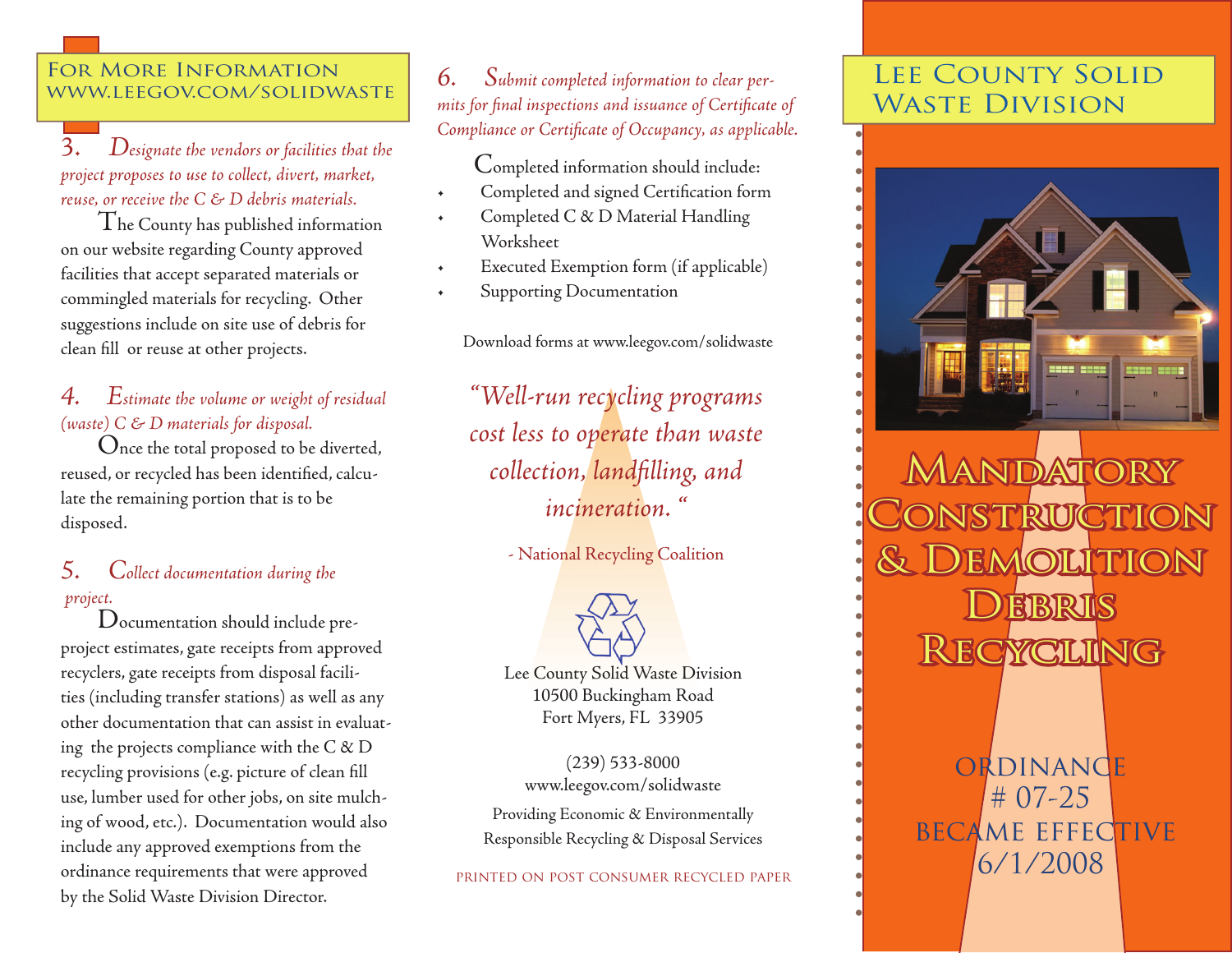For More Information
www.leegov.com/solidwaste

### 3. *Designate the vendors or facilities that the project proposes to use to collect, divert, market, reuse, or receive the C & D debris materials.*

The County has published information on our website regarding County approved facilities that accept separated materials or commingled materials for recycling. Other suggestions include on site use of debris for clean fill or reuse at other projects.

### 4. *Estimate the volume or weight of residual (waste) C & D materials for disposal.*

Once the total proposed to be diverted, reused, or recycled has been identified, calculate the remaining portion that is to be disposed.

### 5. *Collect documentation during the project.*

Documentation should include pre-project estimates, gate receipts from approved recyclers, gate receipts from disposal facilities (including transfer stations) as well as any other documentation that can assist in evaluating the projects compliance with the C & D recycling provisions (e.g. picture of clean fill use, lumber used for other jobs, on site mulching of wood, etc.). Documentation would also include any approved exemptions from the ordinance requirements that were approved by the Solid Waste Division Director.

### 6. *Submit completed information to clear permits for final inspections and issuance of Certificate of Compliance or Certificate of Occupancy, as applicable.*

Completed information should include:

- Completed and signed Certification form
- Completed C & D Material Handling Worksheet
- Executed Exemption form (if applicable)
- Supporting Documentation

Download forms at www.leegov.com/solidwaste

*"Well-run recycling programs cost less to operate than waste collection, landfilling, and incineration."*

- National Recycling Coalition

Lee County Solid Waste Division
10500 Buckingham Road
Fort Myers, FL 33905

(239) 533-8000
www.leegov.com/solidwaste

Providing Economic & Environmentally Responsible Recycling & Disposal Services

PRINTED ON POST CONSUMER RECYCLED PAPER

# Lee County Solid Waste Division

# Mandatory Construction & Demolition Debris Recycling

## Ordinance # 07-25 became effective 6/1/2008